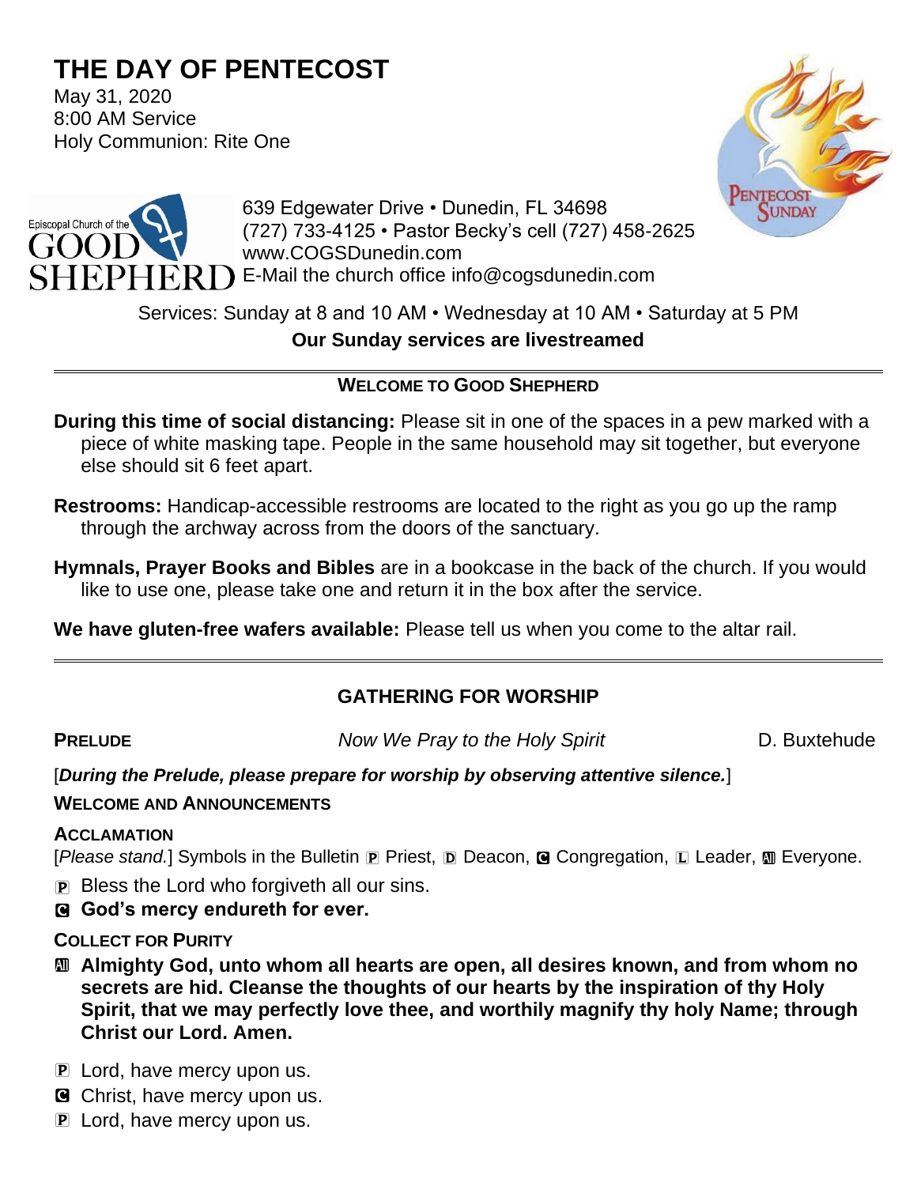# THE DAY OF PENTECOST

May 31, 2020
8:00 AM Service
Holy Communion: Rite One

Episcopal Church of the GOOD SHEPHERD

639 Edgewater Drive • Dunedin, FL 34698
(727) 733-4125 • Pastor Becky's cell (727) 458-2625
www.COGSDunedin.com
E-Mail the church office info@cogsdunedin.com

Services: Sunday at 8 and 10 AM • Wednesday at 10 AM • Saturday at 5 PM

**Our Sunday services are livestreamed**

---

**WELCOME TO GOOD SHEPHERD**

**During this time of social distancing:** Please sit in one of the spaces in a pew marked with a piece of white masking tape. People in the same household may sit together, but everyone else should sit 6 feet apart.

**Restrooms:** Handicap-accessible restrooms are located to the right as you go up the ramp through the archway across from the doors of the sanctuary.

**Hymnals, Prayer Books and Bibles** are in a bookcase in the back of the church. If you would like to use one, please take one and return it in the box after the service.

**We have gluten-free wafers available:** Please tell us when you come to the altar rail.

---

## GATHERING FOR WORSHIP

**PRELUDE** *Now We Pray to the Holy Spirit* D. Buxtehude

[***During the Prelude, please prepare for worship by observing attentive silence.***]

**WELCOME AND ANNOUNCEMENTS**

**ACCLAMATION**

[*Please stand.*] Symbols in the Bulletin P Priest, D Deacon, C Congregation, L Leader, All Everyone.

P Bless the Lord who forgiveth all our sins.

C **God's mercy endureth for ever.**

**COLLECT FOR PURITY**

All **Almighty God, unto whom all hearts are open, all desires known, and from whom no secrets are hid. Cleanse the thoughts of our hearts by the inspiration of thy Holy Spirit, that we may perfectly love thee, and worthily magnify thy holy Name; through Christ our Lord. Amen.**

P Lord, have mercy upon us.

C Christ, have mercy upon us.

P Lord, have mercy upon us.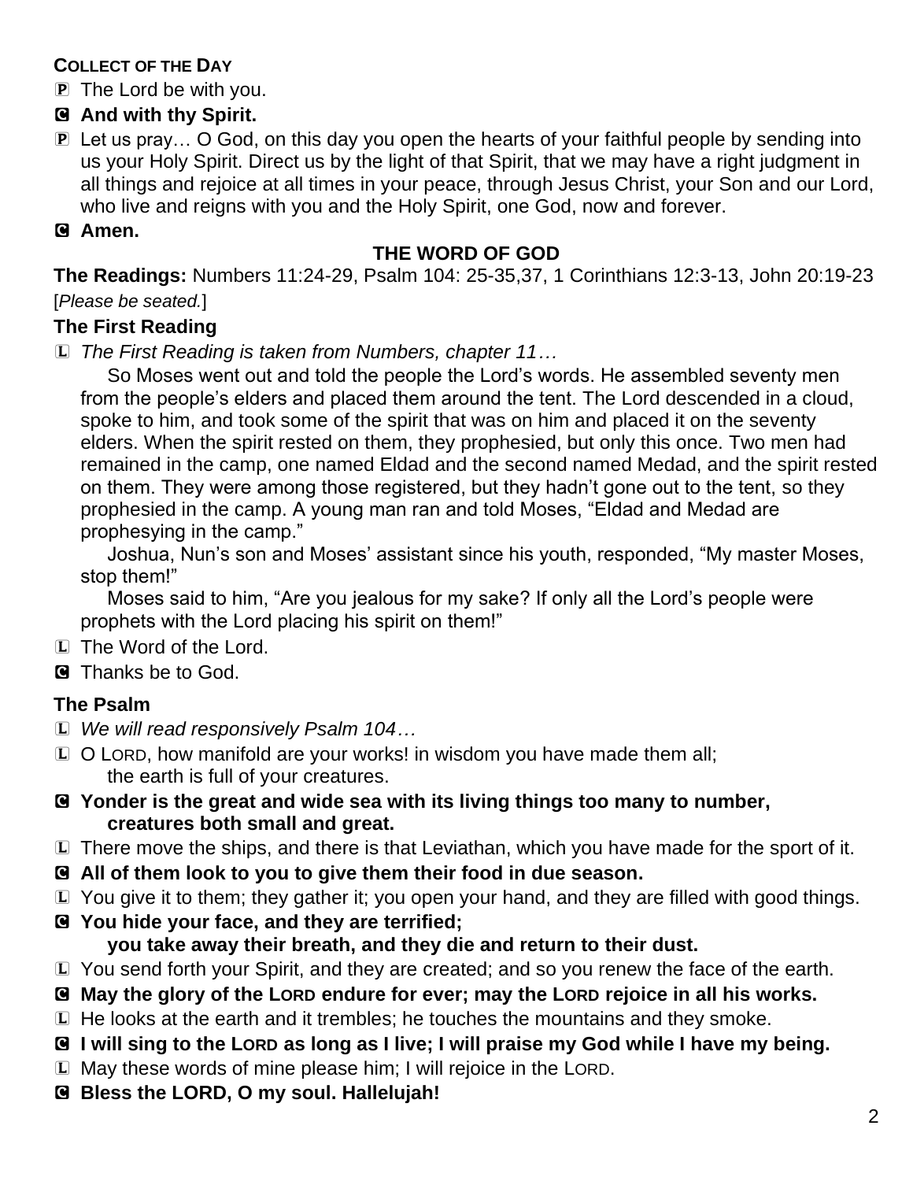**COLLECT OF THE DAY**

P The Lord be with you.

**C And with thy Spirit.**

P Let us pray… O God, on this day you open the hearts of your faithful people by sending into us your Holy Spirit. Direct us by the light of that Spirit, that we may have a right judgment in all things and rejoice at all times in your peace, through Jesus Christ, your Son and our Lord, who live and reigns with you and the Holy Spirit, one God, now and forever.

**C Amen.**

## THE WORD OF GOD

**The Readings:** Numbers 11:24-29, Psalm 104: 25-35,37, 1 Corinthians 12:3-13, John 20:19-23

[*Please be seated.*]

### The First Reading

L *The First Reading is taken from Numbers, chapter 11…*

So Moses went out and told the people the Lord's words. He assembled seventy men from the people's elders and placed them around the tent. The Lord descended in a cloud, spoke to him, and took some of the spirit that was on him and placed it on the seventy elders. When the spirit rested on them, they prophesied, but only this once. Two men had remained in the camp, one named Eldad and the second named Medad, and the spirit rested on them. They were among those registered, but they hadn't gone out to the tent, so they prophesied in the camp. A young man ran and told Moses, "Eldad and Medad are prophesying in the camp."

Joshua, Nun's son and Moses' assistant since his youth, responded, "My master Moses, stop them!"

Moses said to him, "Are you jealous for my sake? If only all the Lord's people were prophets with the Lord placing his spirit on them!"

L The Word of the Lord.

C Thanks be to God.

### The Psalm

L *We will read responsively Psalm 104…*

L O LORD, how manifold are your works! in wisdom you have made them all;
the earth is full of your creatures.

**C Yonder is the great and wide sea with its living things too many to number,
creatures both small and great.**

L There move the ships, and there is that Leviathan, which you have made for the sport of it.

**C All of them look to you to give them their food in due season.**

L You give it to them; they gather it; you open your hand, and they are filled with good things.

**C You hide your face, and they are terrified;
you take away their breath, and they die and return to their dust.**

L You send forth your Spirit, and they are created; and so you renew the face of the earth.

**C May the glory of the LORD endure for ever; may the LORD rejoice in all his works.**

L He looks at the earth and it trembles; he touches the mountains and they smoke.

**C I will sing to the LORD as long as I live; I will praise my God while I have my being.**

L May these words of mine please him; I will rejoice in the LORD.

**C Bless the LORD, O my soul. Hallelujah!**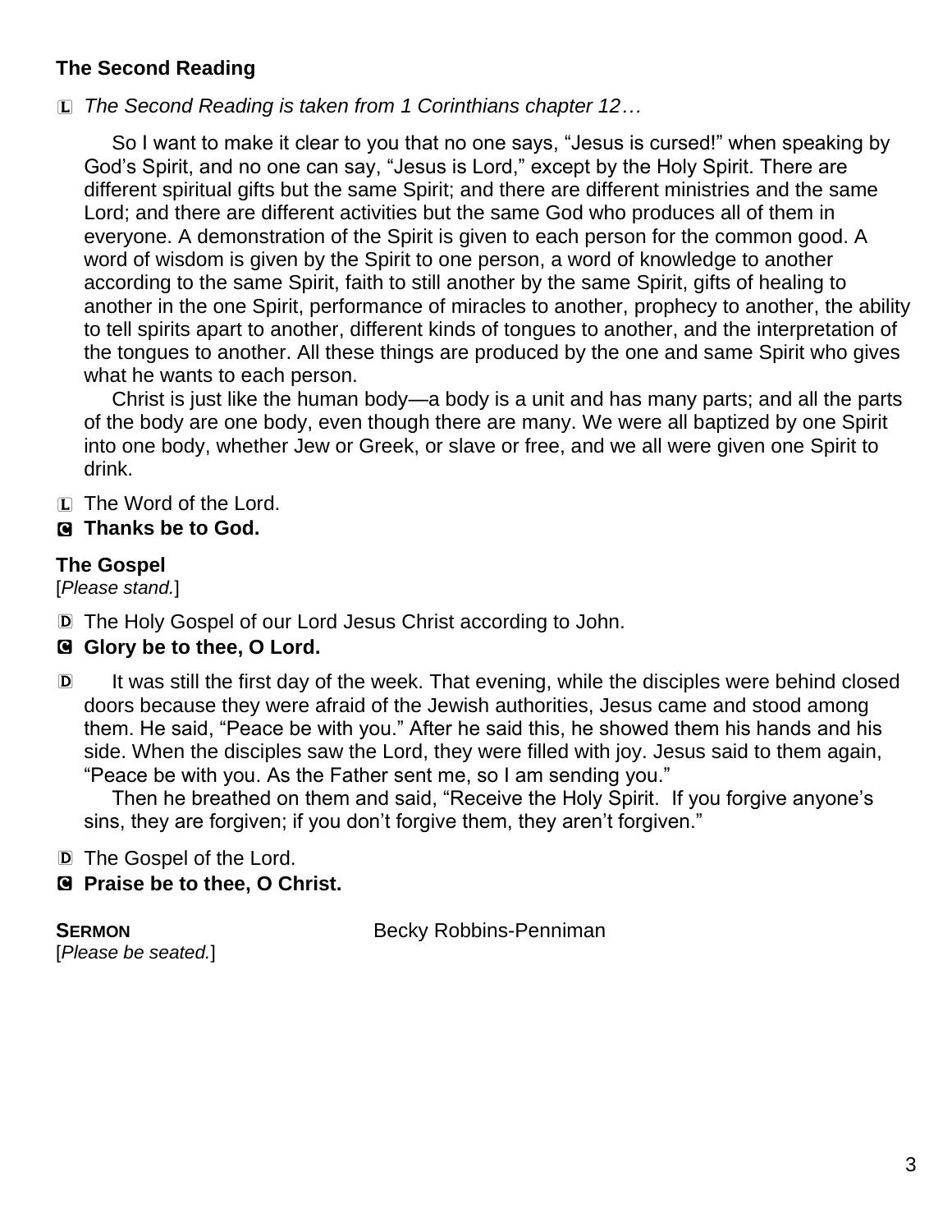**The Second Reading**

L *The Second Reading is taken from 1 Corinthians chapter 12…*

So I want to make it clear to you that no one says, "Jesus is cursed!" when speaking by God's Spirit, and no one can say, "Jesus is Lord," except by the Holy Spirit. There are different spiritual gifts but the same Spirit; and there are different ministries and the same Lord; and there are different activities but the same God who produces all of them in everyone. A demonstration of the Spirit is given to each person for the common good. A word of wisdom is given by the Spirit to one person, a word of knowledge to another according to the same Spirit, faith to still another by the same Spirit, gifts of healing to another in the one Spirit, performance of miracles to another, prophecy to another, the ability to tell spirits apart to another, different kinds of tongues to another, and the interpretation of the tongues to another. All these things are produced by the one and same Spirit who gives what he wants to each person.

Christ is just like the human body—a body is a unit and has many parts; and all the parts of the body are one body, even though there are many. We were all baptized by one Spirit into one body, whether Jew or Greek, or slave or free, and we all were given one Spirit to drink.

L The Word of the Lord.

C **Thanks be to God.**

**The Gospel**

[*Please stand.*]

D The Holy Gospel of our Lord Jesus Christ according to John.

C **Glory be to thee, O Lord.**

D It was still the first day of the week. That evening, while the disciples were behind closed doors because they were afraid of the Jewish authorities, Jesus came and stood among them. He said, "Peace be with you." After he said this, he showed them his hands and his side. When the disciples saw the Lord, they were filled with joy. Jesus said to them again, "Peace be with you. As the Father sent me, so I am sending you."

Then he breathed on them and said, "Receive the Holy Spirit. If you forgive anyone's sins, they are forgiven; if you don't forgive them, they aren't forgiven."

D The Gospel of the Lord.

C **Praise be to thee, O Christ.**

**SERMON** Becky Robbins-Penniman

[*Please be seated.*]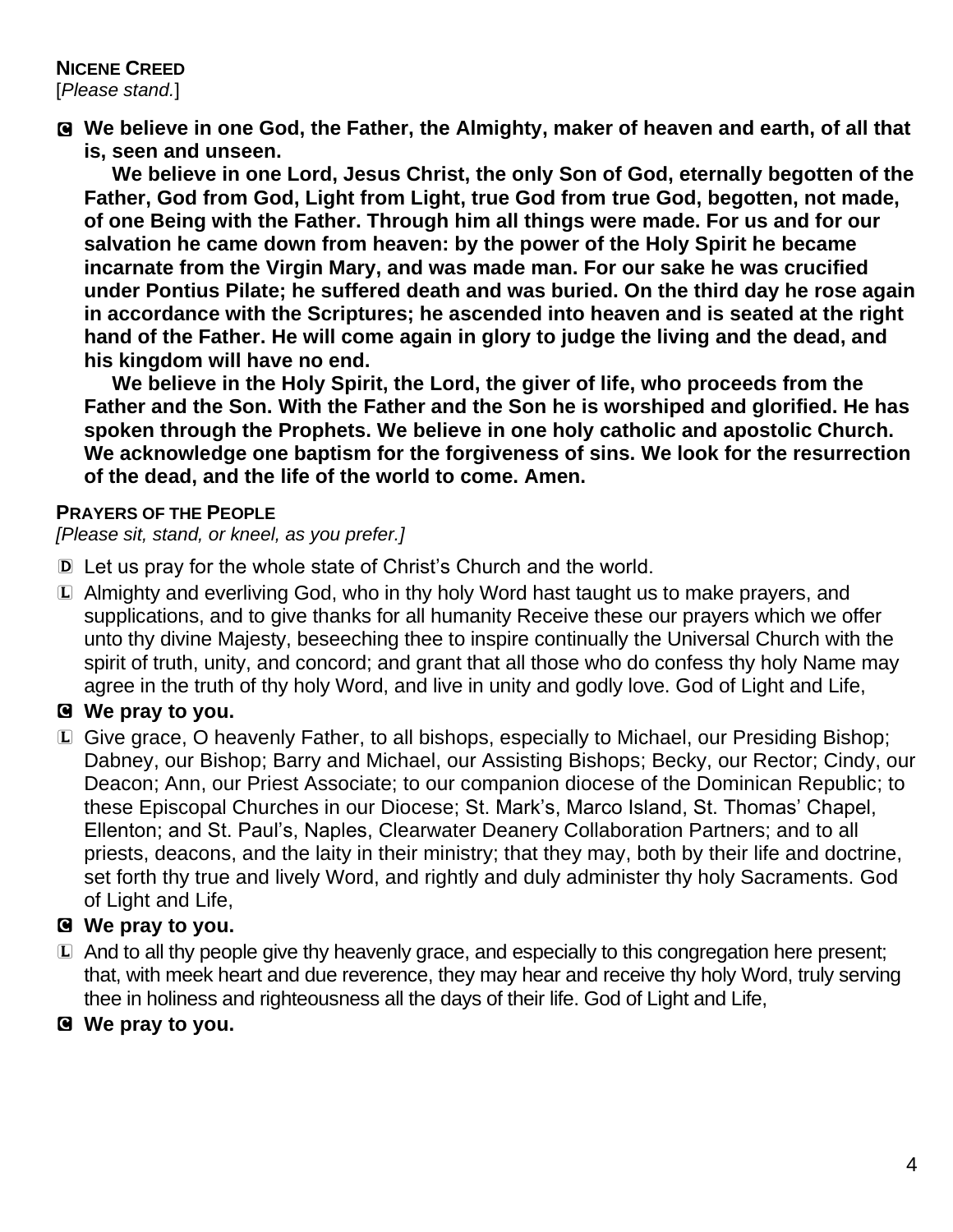**NICENE CREED**
[*Please stand.*]

C **We believe in one God, the Father, the Almighty, maker of heaven and earth, of all that is, seen and unseen.**

**We believe in one Lord, Jesus Christ, the only Son of God, eternally begotten of the Father, God from God, Light from Light, true God from true God, begotten, not made, of one Being with the Father. Through him all things were made. For us and for our salvation he came down from heaven: by the power of the Holy Spirit he became incarnate from the Virgin Mary, and was made man. For our sake he was crucified under Pontius Pilate; he suffered death and was buried. On the third day he rose again in accordance with the Scriptures; he ascended into heaven and is seated at the right hand of the Father. He will come again in glory to judge the living and the dead, and his kingdom will have no end.**

**We believe in the Holy Spirit, the Lord, the giver of life, who proceeds from the Father and the Son. With the Father and the Son he is worshiped and glorified. He has spoken through the Prophets. We believe in one holy catholic and apostolic Church. We acknowledge one baptism for the forgiveness of sins. We look for the resurrection of the dead, and the life of the world to come. Amen.**

**PRAYERS OF THE PEOPLE**
*[Please sit, stand, or kneel, as you prefer.]*

D Let us pray for the whole state of Christ's Church and the world.

L Almighty and everliving God, who in thy holy Word hast taught us to make prayers, and supplications, and to give thanks for all humanity Receive these our prayers which we offer unto thy divine Majesty, beseeching thee to inspire continually the Universal Church with the spirit of truth, unity, and concord; and grant that all those who do confess thy holy Name may agree in the truth of thy holy Word, and live in unity and godly love. God of Light and Life,

C **We pray to you.**

L Give grace, O heavenly Father, to all bishops, especially to Michael, our Presiding Bishop; Dabney, our Bishop; Barry and Michael, our Assisting Bishops; Becky, our Rector; Cindy, our Deacon; Ann, our Priest Associate; to our companion diocese of the Dominican Republic; to these Episcopal Churches in our Diocese; St. Mark's, Marco Island, St. Thomas' Chapel, Ellenton; and St. Paul's, Naples, Clearwater Deanery Collaboration Partners; and to all priests, deacons, and the laity in their ministry; that they may, both by their life and doctrine, set forth thy true and lively Word, and rightly and duly administer thy holy Sacraments. God of Light and Life,

C **We pray to you.**

L And to all thy people give thy heavenly grace, and especially to this congregation here present; that, with meek heart and due reverence, they may hear and receive thy holy Word, truly serving thee in holiness and righteousness all the days of their life. God of Light and Life,

C **We pray to you.**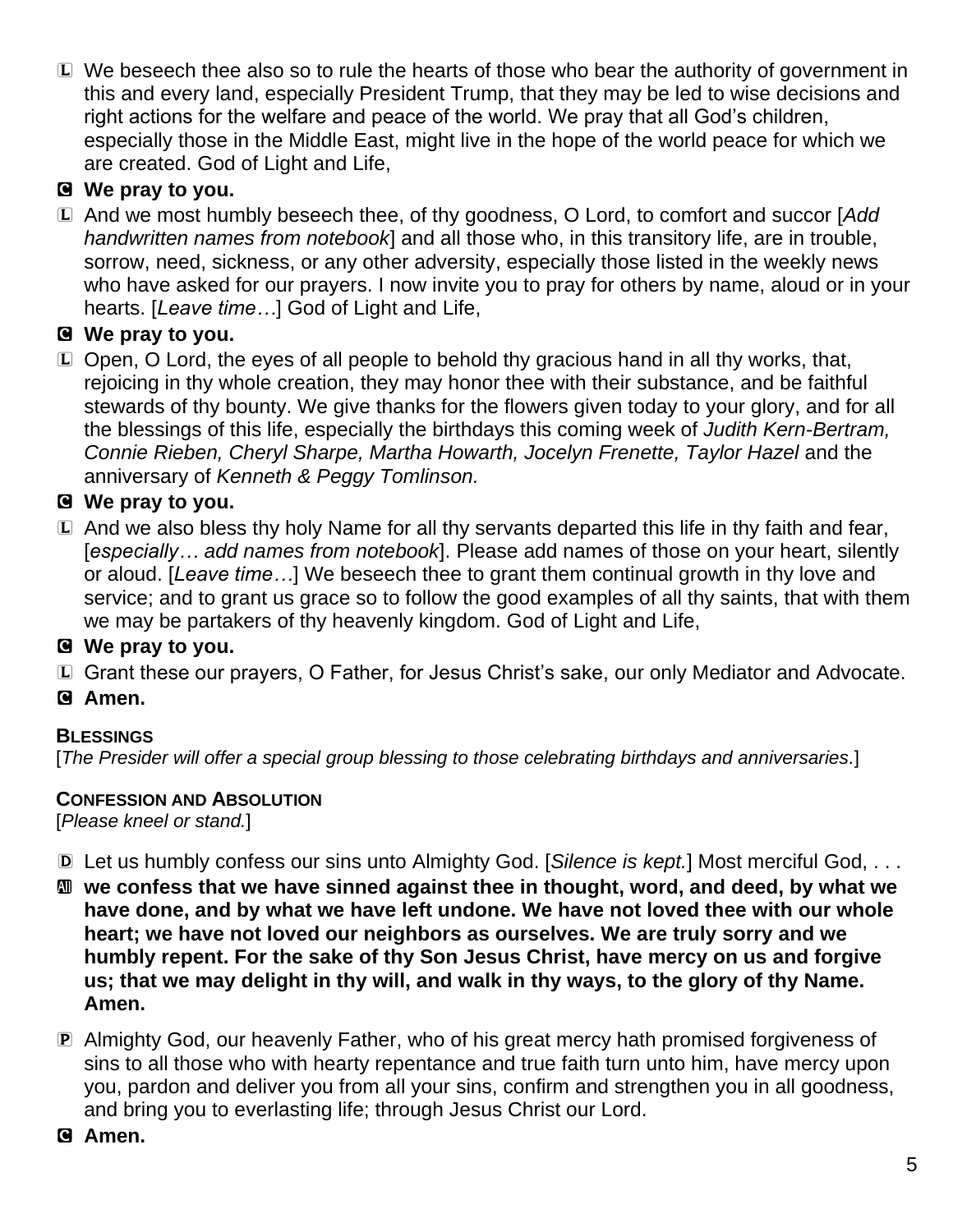L We beseech thee also so to rule the hearts of those who bear the authority of government in this and every land, especially President Trump, that they may be led to wise decisions and right actions for the welfare and peace of the world. We pray that all God's children, especially those in the Middle East, might live in the hope of the world peace for which we are created. God of Light and Life,

**C We pray to you.**

L And we most humbly beseech thee, of thy goodness, O Lord, to comfort and succor [*Add handwritten names from notebook*] and all those who, in this transitory life, are in trouble, sorrow, need, sickness, or any other adversity, especially those listed in the weekly news who have asked for our prayers. I now invite you to pray for others by name, aloud or in your hearts. [*Leave time…*] God of Light and Life,

**C We pray to you.**

L Open, O Lord, the eyes of all people to behold thy gracious hand in all thy works, that, rejoicing in thy whole creation, they may honor thee with their substance, and be faithful stewards of thy bounty. We give thanks for the flowers given today to your glory, and for all the blessings of this life, especially the birthdays this coming week of *Judith Kern-Bertram, Connie Rieben, Cheryl Sharpe, Martha Howarth, Jocelyn Frenette, Taylor Hazel* and the anniversary of *Kenneth & Peggy Tomlinson.*

**C We pray to you.**

L And we also bless thy holy Name for all thy servants departed this life in thy faith and fear, [*especially… add names from notebook*]. Please add names of those on your heart, silently or aloud. [*Leave time…*] We beseech thee to grant them continual growth in thy love and service; and to grant us grace so to follow the good examples of all thy saints, that with them we may be partakers of thy heavenly kingdom. God of Light and Life,

**C We pray to you.**

L Grant these our prayers, O Father, for Jesus Christ's sake, our only Mediator and Advocate.

**C Amen.**

### BLESSINGS

[*The Presider will offer a special group blessing to those celebrating birthdays and anniversaries.*]

### CONFESSION AND ABSOLUTION

[*Please kneel or stand.*]

D Let us humbly confess our sins unto Almighty God. [*Silence is kept.*] Most merciful God, . . .

**All we confess that we have sinned against thee in thought, word, and deed, by what we have done, and by what we have left undone. We have not loved thee with our whole heart; we have not loved our neighbors as ourselves. We are truly sorry and we humbly repent. For the sake of thy Son Jesus Christ, have mercy on us and forgive us; that we may delight in thy will, and walk in thy ways, to the glory of thy Name. Amen.**

P Almighty God, our heavenly Father, who of his great mercy hath promised forgiveness of sins to all those who with hearty repentance and true faith turn unto him, have mercy upon you, pardon and deliver you from all your sins, confirm and strengthen you in all goodness, and bring you to everlasting life; through Jesus Christ our Lord.

**C Amen.**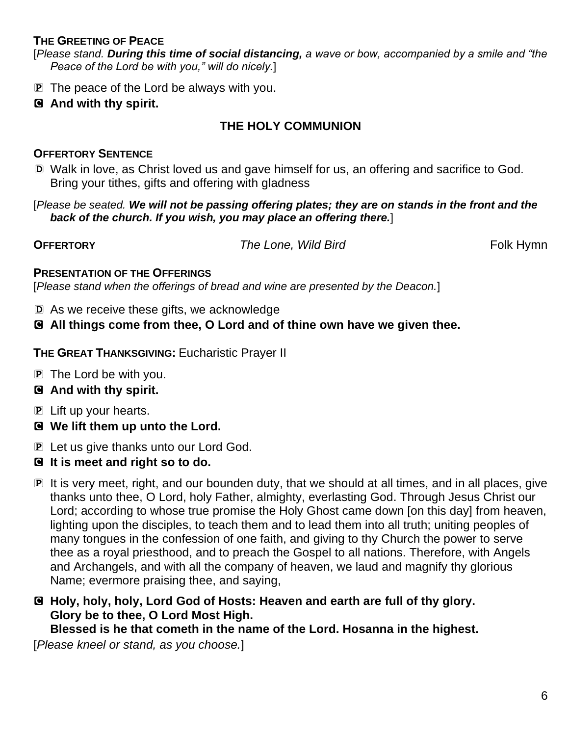**THE GREETING OF PEACE**

[*Please stand.* ***During this time of social distancing,*** *a wave or bow, accompanied by a smile and "the Peace of the Lord be with you," will do nicely.*]

P The peace of the Lord be always with you.

**C And with thy spirit.**

## THE HOLY COMMUNION

**OFFERTORY SENTENCE**

D Walk in love, as Christ loved us and gave himself for us, an offering and sacrifice to God. Bring your tithes, gifts and offering with gladness

[*Please be seated.* ***We will not be passing offering plates; they are on stands in the front and the back of the church. If you wish, you may place an offering there.***]

**OFFERTORY** *The Lone, Wild Bird* Folk Hymn

**PRESENTATION OF THE OFFERINGS**

[*Please stand when the offerings of bread and wine are presented by the Deacon.*]

D As we receive these gifts, we acknowledge

**C All things come from thee, O Lord and of thine own have we given thee.**

**THE GREAT THANKSGIVING:** Eucharistic Prayer II

P The Lord be with you.

**C And with thy spirit.**

P Lift up your hearts.

**C We lift them up unto the Lord.**

P Let us give thanks unto our Lord God.

**C It is meet and right so to do.**

P It is very meet, right, and our bounden duty, that we should at all times, and in all places, give thanks unto thee, O Lord, holy Father, almighty, everlasting God. Through Jesus Christ our Lord; according to whose true promise the Holy Ghost came down [on this day] from heaven, lighting upon the disciples, to teach them and to lead them into all truth; uniting peoples of many tongues in the confession of one faith, and giving to thy Church the power to serve thee as a royal priesthood, and to preach the Gospel to all nations. Therefore, with Angels and Archangels, and with all the company of heaven, we laud and magnify thy glorious Name; evermore praising thee, and saying,

**C Holy, holy, holy, Lord God of Hosts: Heaven and earth are full of thy glory.**
**Glory be to thee, O Lord Most High.**
**Blessed is he that cometh in the name of the Lord. Hosanna in the highest.**

[*Please kneel or stand, as you choose.*]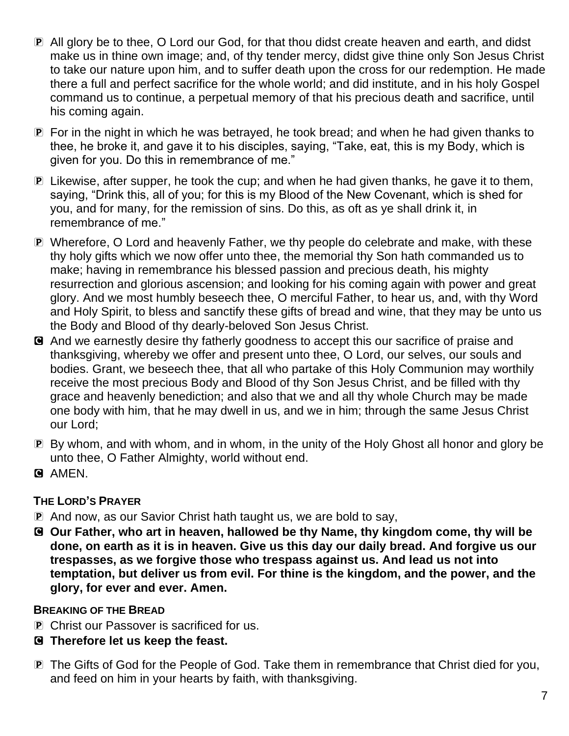P All glory be to thee, O Lord our God, for that thou didst create heaven and earth, and didst make us in thine own image; and, of thy tender mercy, didst give thine only Son Jesus Christ to take our nature upon him, and to suffer death upon the cross for our redemption. He made there a full and perfect sacrifice for the whole world; and did institute, and in his holy Gospel command us to continue, a perpetual memory of that his precious death and sacrifice, until his coming again.

P For in the night in which he was betrayed, he took bread; and when he had given thanks to thee, he broke it, and gave it to his disciples, saying, "Take, eat, this is my Body, which is given for you. Do this in remembrance of me."

P Likewise, after supper, he took the cup; and when he had given thanks, he gave it to them, saying, "Drink this, all of you; for this is my Blood of the New Covenant, which is shed for you, and for many, for the remission of sins. Do this, as oft as ye shall drink it, in remembrance of me."

P Wherefore, O Lord and heavenly Father, we thy people do celebrate and make, with these thy holy gifts which we now offer unto thee, the memorial thy Son hath commanded us to make; having in remembrance his blessed passion and precious death, his mighty resurrection and glorious ascension; and looking for his coming again with power and great glory. And we most humbly beseech thee, O merciful Father, to hear us, and, with thy Word and Holy Spirit, to bless and sanctify these gifts of bread and wine, that they may be unto us the Body and Blood of thy dearly-beloved Son Jesus Christ.

C And we earnestly desire thy fatherly goodness to accept this our sacrifice of praise and thanksgiving, whereby we offer and present unto thee, O Lord, our selves, our souls and bodies. Grant, we beseech thee, that all who partake of this Holy Communion may worthily receive the most precious Body and Blood of thy Son Jesus Christ, and be filled with thy grace and heavenly benediction; and also that we and all thy whole Church may be made one body with him, that he may dwell in us, and we in him; through the same Jesus Christ our Lord;

P By whom, and with whom, and in whom, in the unity of the Holy Ghost all honor and glory be unto thee, O Father Almighty, world without end.

C AMEN.

**THE LORD'S PRAYER**

P And now, as our Savior Christ hath taught us, we are bold to say,

C **Our Father, who art in heaven, hallowed be thy Name, thy kingdom come, thy will be done, on earth as it is in heaven. Give us this day our daily bread. And forgive us our trespasses, as we forgive those who trespass against us. And lead us not into temptation, but deliver us from evil. For thine is the kingdom, and the power, and the glory, for ever and ever. Amen.**

**BREAKING OF THE BREAD**

P Christ our Passover is sacrificed for us.

C **Therefore let us keep the feast.**

P The Gifts of God for the People of God. Take them in remembrance that Christ died for you, and feed on him in your hearts by faith, with thanksgiving.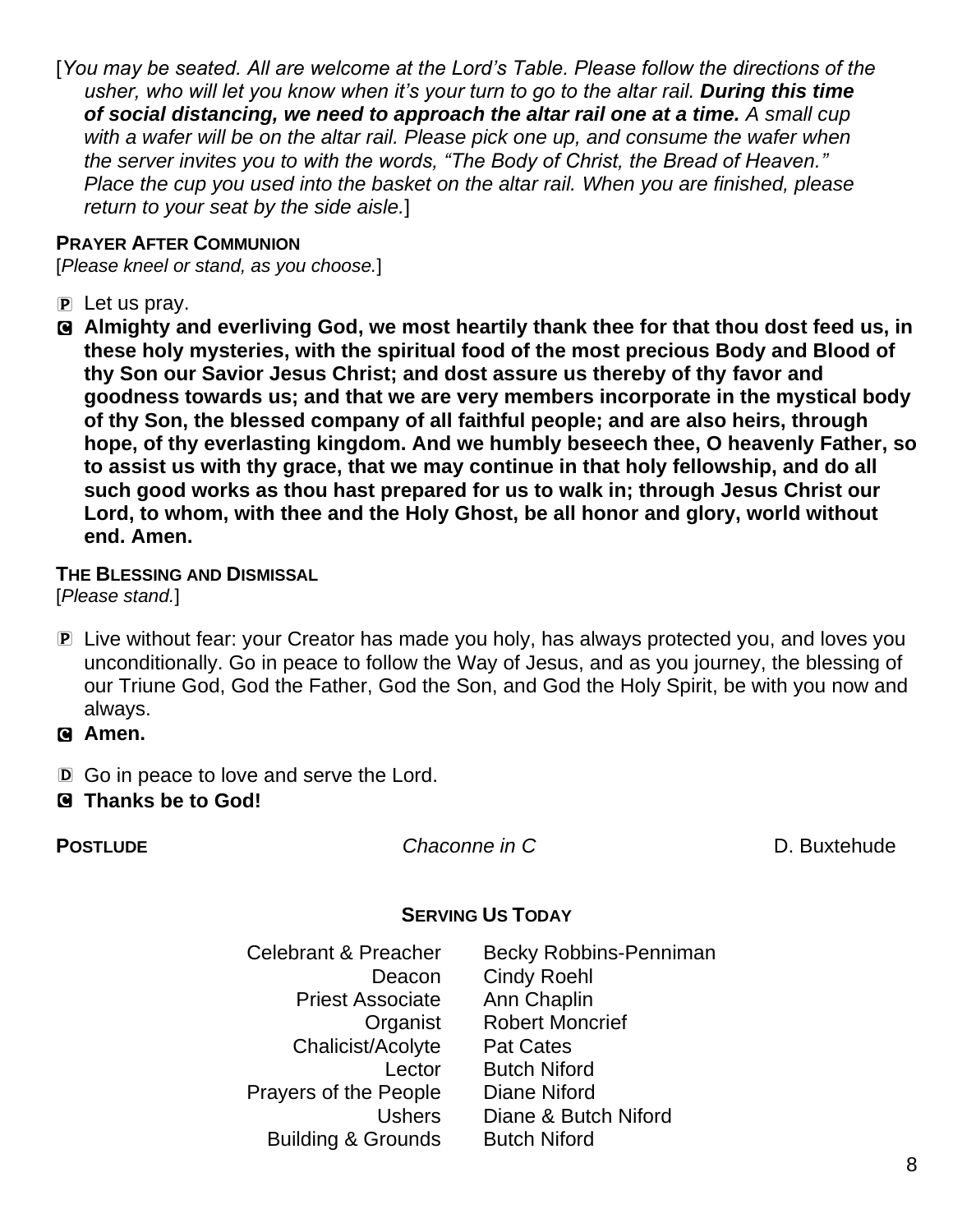[*You may be seated. All are welcome at the Lord's Table. Please follow the directions of the usher, who will let you know when it's your turn to go to the altar rail.* ***During this time of social distancing, we need to approach the altar rail one at a time.*** *A small cup with a wafer will be on the altar rail. Please pick one up, and consume the wafer when the server invites you to with the words, "The Body of Christ, the Bread of Heaven." Place the cup you used into the basket on the altar rail. When you are finished, please return to your seat by the side aisle.*]

**PRAYER AFTER COMMUNION**

[*Please kneel or stand, as you choose.*]

P Let us pray.

C **Almighty and everliving God, we most heartily thank thee for that thou dost feed us, in these holy mysteries, with the spiritual food of the most precious Body and Blood of thy Son our Savior Jesus Christ; and dost assure us thereby of thy favor and goodness towards us; and that we are very members incorporate in the mystical body of thy Son, the blessed company of all faithful people; and are also heirs, through hope, of thy everlasting kingdom. And we humbly beseech thee, O heavenly Father, so to assist us with thy grace, that we may continue in that holy fellowship, and do all such good works as thou hast prepared for us to walk in; through Jesus Christ our Lord, to whom, with thee and the Holy Ghost, be all honor and glory, world without end. Amen.**

**THE BLESSING AND DISMISSAL**

[*Please stand.*]

P Live without fear: your Creator has made you holy, has always protected you, and loves you unconditionally. Go in peace to follow the Way of Jesus, and as you journey, the blessing of our Triune God, God the Father, God the Son, and God the Holy Spirit, be with you now and always.

C **Amen.**

D Go in peace to love and serve the Lord.

C **Thanks be to God!**

**POSTLUDE** *Chaconne in C* D. Buxtehude

**SERVING US TODAY**

| | |
|---|---|
| Celebrant & Preacher | Becky Robbins-Penniman |
| Deacon | Cindy Roehl |
| Priest Associate | Ann Chaplin |
| Organist | Robert Moncrief |
| Chalicist/Acolyte | Pat Cates |
| Lector | Butch Niford |
| Prayers of the People | Diane Niford |
| Ushers | Diane & Butch Niford |
| Building & Grounds | Butch Niford |